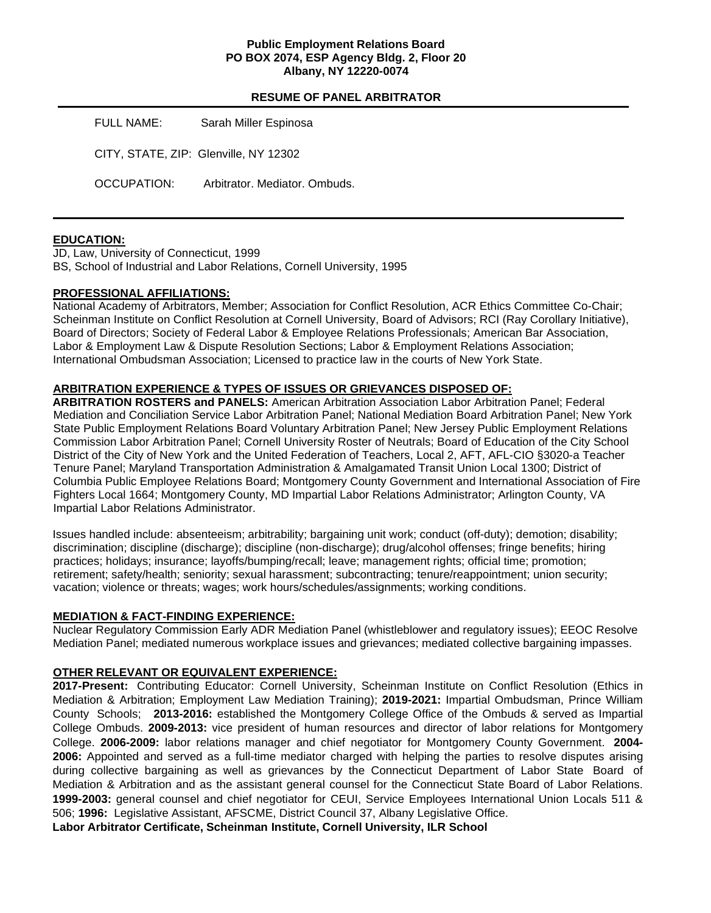**Public Employment Relations Board**
**PO BOX 2074, ESP Agency Bldg. 2, Floor 20**
**Albany, NY 12220-0074**

**RESUME OF PANEL ARBITRATOR**

FULL NAME: Sarah Miller Espinosa

CITY, STATE, ZIP: Glenville, NY 12302

OCCUPATION: Arbitrator. Mediator. Ombuds.

---

## EDUCATION:

JD, Law, University of Connecticut, 1999
BS, School of Industrial and Labor Relations, Cornell University, 1995

## PROFESSIONAL AFFILIATIONS:

National Academy of Arbitrators, Member; Association for Conflict Resolution, ACR Ethics Committee Co-Chair; Scheinman Institute on Conflict Resolution at Cornell University, Board of Advisors; RCI (Ray Corollary Initiative), Board of Directors; Society of Federal Labor & Employee Relations Professionals; American Bar Association, Labor & Employment Law & Dispute Resolution Sections; Labor & Employment Relations Association; International Ombudsman Association; Licensed to practice law in the courts of New York State.

## ARBITRATION EXPERIENCE & TYPES OF ISSUES OR GRIEVANCES DISPOSED OF:

**ARBITRATION ROSTERS and PANELS:** American Arbitration Association Labor Arbitration Panel; Federal Mediation and Conciliation Service Labor Arbitration Panel; National Mediation Board Arbitration Panel; New York State Public Employment Relations Board Voluntary Arbitration Panel; New Jersey Public Employment Relations Commission Labor Arbitration Panel; Cornell University Roster of Neutrals; Board of Education of the City School District of the City of New York and the United Federation of Teachers, Local 2, AFT, AFL-CIO §3020-a Teacher Tenure Panel; Maryland Transportation Administration & Amalgamated Transit Union Local 1300; District of Columbia Public Employee Relations Board; Montgomery County Government and International Association of Fire Fighters Local 1664; Montgomery County, MD Impartial Labor Relations Administrator; Arlington County, VA Impartial Labor Relations Administrator.

Issues handled include: absenteeism; arbitrability; bargaining unit work; conduct (off-duty); demotion; disability; discrimination; discipline (discharge); discipline (non-discharge); drug/alcohol offenses; fringe benefits; hiring practices; holidays; insurance; layoffs/bumping/recall; leave; management rights; official time; promotion; retirement; safety/health; seniority; sexual harassment; subcontracting; tenure/reappointment; union security; vacation; violence or threats; wages; work hours/schedules/assignments; working conditions.

## MEDIATION & FACT-FINDING EXPERIENCE:

Nuclear Regulatory Commission Early ADR Mediation Panel (whistleblower and regulatory issues); EEOC Resolve Mediation Panel; mediated numerous workplace issues and grievances; mediated collective bargaining impasses.

## OTHER RELEVANT OR EQUIVALENT EXPERIENCE:

**2017-Present:** Contributing Educator: Cornell University, Scheinman Institute on Conflict Resolution (Ethics in Mediation & Arbitration; Employment Law Mediation Training); **2019-2021:** Impartial Ombudsman, Prince William County Schools; **2013-2016:** established the Montgomery College Office of the Ombuds & served as Impartial College Ombuds. **2009-2013:** vice president of human resources and director of labor relations for Montgomery College. **2006-2009:** labor relations manager and chief negotiator for Montgomery County Government. **2004-2006:** Appointed and served as a full-time mediator charged with helping the parties to resolve disputes arising during collective bargaining as well as grievances by the Connecticut Department of Labor State Board of Mediation & Arbitration and as the assistant general counsel for the Connecticut State Board of Labor Relations. **1999-2003:** general counsel and chief negotiator for CEUI, Service Employees International Union Locals 511 & 506; **1996:** Legislative Assistant, AFSCME, District Council 37, Albany Legislative Office.
**Labor Arbitrator Certificate, Scheinman Institute, Cornell University, ILR School**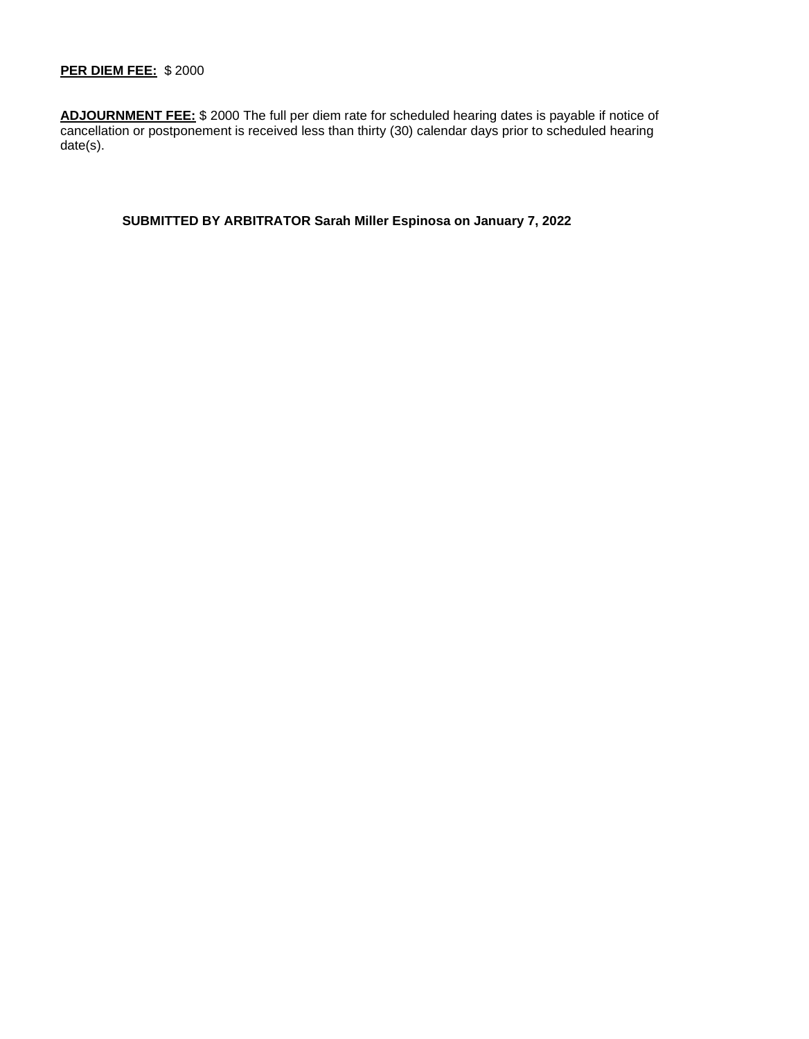**PER DIEM FEE:** $ 2000

**ADJOURNMENT FEE:** $ 2000 The full per diem rate for scheduled hearing dates is payable if notice of cancellation or postponement is received less than thirty (30) calendar days prior to scheduled hearing date(s).

**SUBMITTED BY ARBITRATOR Sarah Miller Espinosa on January 7, 2022**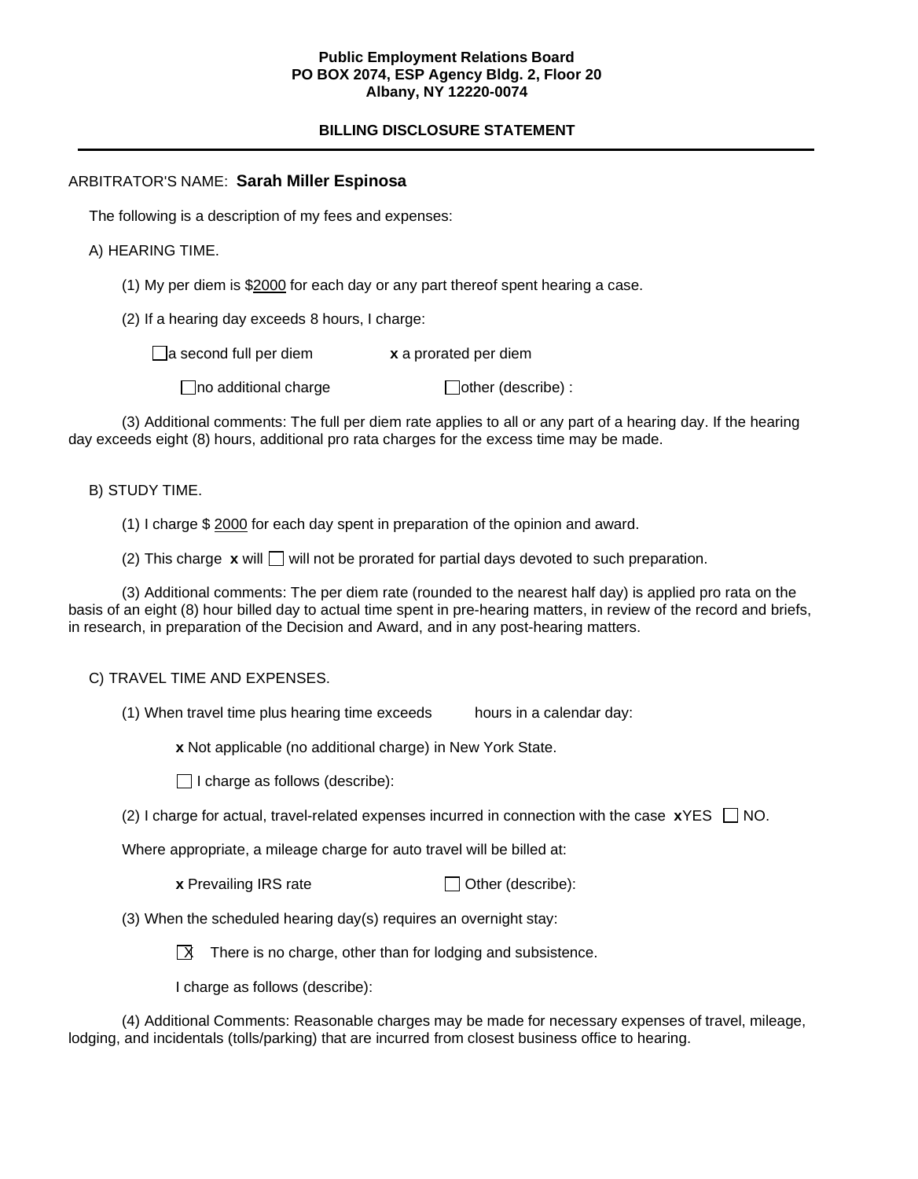**Public Employment Relations Board**
**PO BOX 2074, ESP Agency Bldg. 2, Floor 20**
**Albany, NY 12220-0074**

**BILLING DISCLOSURE STATEMENT**

---

ARBITRATOR'S NAME: **Sarah Miller Espinosa**

The following is a description of my fees and expenses:

A) HEARING TIME.

(1) My per diem is $2000 for each day or any part thereof spent hearing a case.

(2) If a hearing day exceeds 8 hours, I charge:

☐ a second full per diem **x** a prorated per diem

☐ no additional charge ☐ other (describe) :

(3) Additional comments: The full per diem rate applies to all or any part of a hearing day. If the hearing day exceeds eight (8) hours, additional pro rata charges for the excess time may be made.

B) STUDY TIME.

(1) I charge $ 2000 for each day spent in preparation of the opinion and award.

(2) This charge **x** will ☐ will not be prorated for partial days devoted to such preparation.

(3) Additional comments: The per diem rate (rounded to the nearest half day) is applied pro rata on the basis of an eight (8) hour billed day to actual time spent in pre-hearing matters, in review of the record and briefs, in research, in preparation of the Decision and Award, and in any post-hearing matters.

C) TRAVEL TIME AND EXPENSES.

(1) When travel time plus hearing time exceeds      hours in a calendar day:

**x** Not applicable (no additional charge) in New York State.

☐ I charge as follows (describe):

(2) I charge for actual, travel-related expenses incurred in connection with the case **x**YES ☐ NO.

Where appropriate, a mileage charge for auto travel will be billed at:

**x** Prevailing IRS rate ☐ Other (describe):

(3) When the scheduled hearing day(s) requires an overnight stay:

☒ There is no charge, other than for lodging and subsistence.

I charge as follows (describe):

(4) Additional Comments: Reasonable charges may be made for necessary expenses of travel, mileage, lodging, and incidentals (tolls/parking) that are incurred from closest business office to hearing.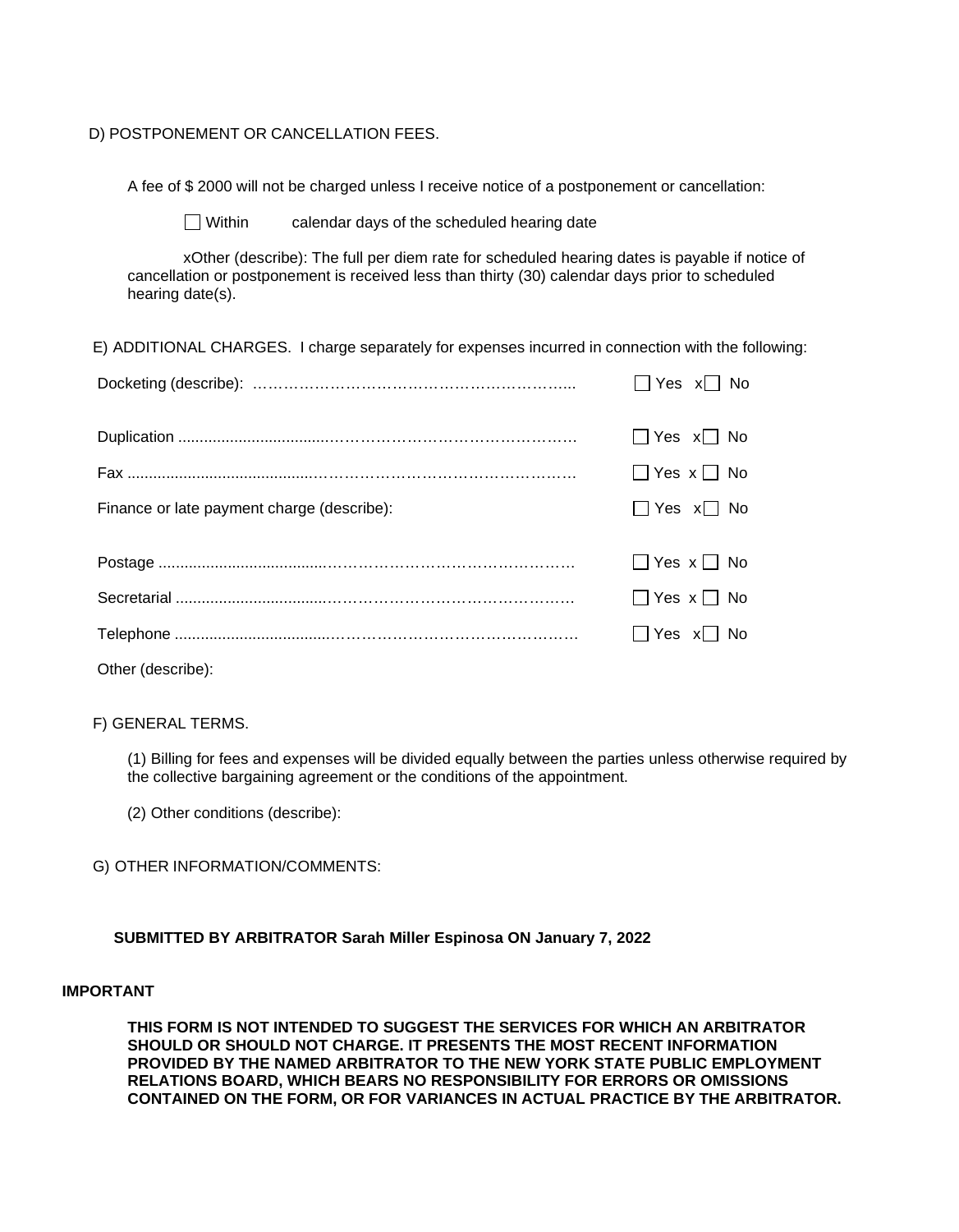D) POSTPONEMENT OR CANCELLATION FEES.

A fee of $ 2000 will not be charged unless I receive notice of a postponement or cancellation:

☐ Within calendar days of the scheduled hearing date

xOther (describe): The full per diem rate for scheduled hearing dates is payable if notice of cancellation or postponement is received less than thirty (30) calendar days prior to scheduled hearing date(s).

E) ADDITIONAL CHARGES. I charge separately for expenses incurred in connection with the following:

| | |
|---|---|
| Docketing (describe): ……………………………………………………... | ☐ Yes x☐ No |
| Duplication ……………………………………………………………… | ☐ Yes x☐ No |
| Fax ……………………………………………………………………… | ☐ Yes x☐ No |
| Finance or late payment charge (describe): | ☐ Yes x☐ No |
| Postage ………………………………………………………………… | ☐ Yes x☐ No |
| Secretarial ……………………………………………………………… | ☐ Yes x☐ No |
| Telephone ……………………………………………………………… | ☐ Yes x☐ No |
| Other (describe): | |

F) GENERAL TERMS.

(1) Billing for fees and expenses will be divided equally between the parties unless otherwise required by the collective bargaining agreement or the conditions of the appointment.

(2) Other conditions (describe):

G) OTHER INFORMATION/COMMENTS:

**SUBMITTED BY ARBITRATOR Sarah Miller Espinosa ON January 7, 2022**

**IMPORTANT**

**THIS FORM IS NOT INTENDED TO SUGGEST THE SERVICES FOR WHICH AN ARBITRATOR SHOULD OR SHOULD NOT CHARGE. IT PRESENTS THE MOST RECENT INFORMATION PROVIDED BY THE NAMED ARBITRATOR TO THE NEW YORK STATE PUBLIC EMPLOYMENT RELATIONS BOARD, WHICH BEARS NO RESPONSIBILITY FOR ERRORS OR OMISSIONS CONTAINED ON THE FORM, OR FOR VARIANCES IN ACTUAL PRACTICE BY THE ARBITRATOR.**